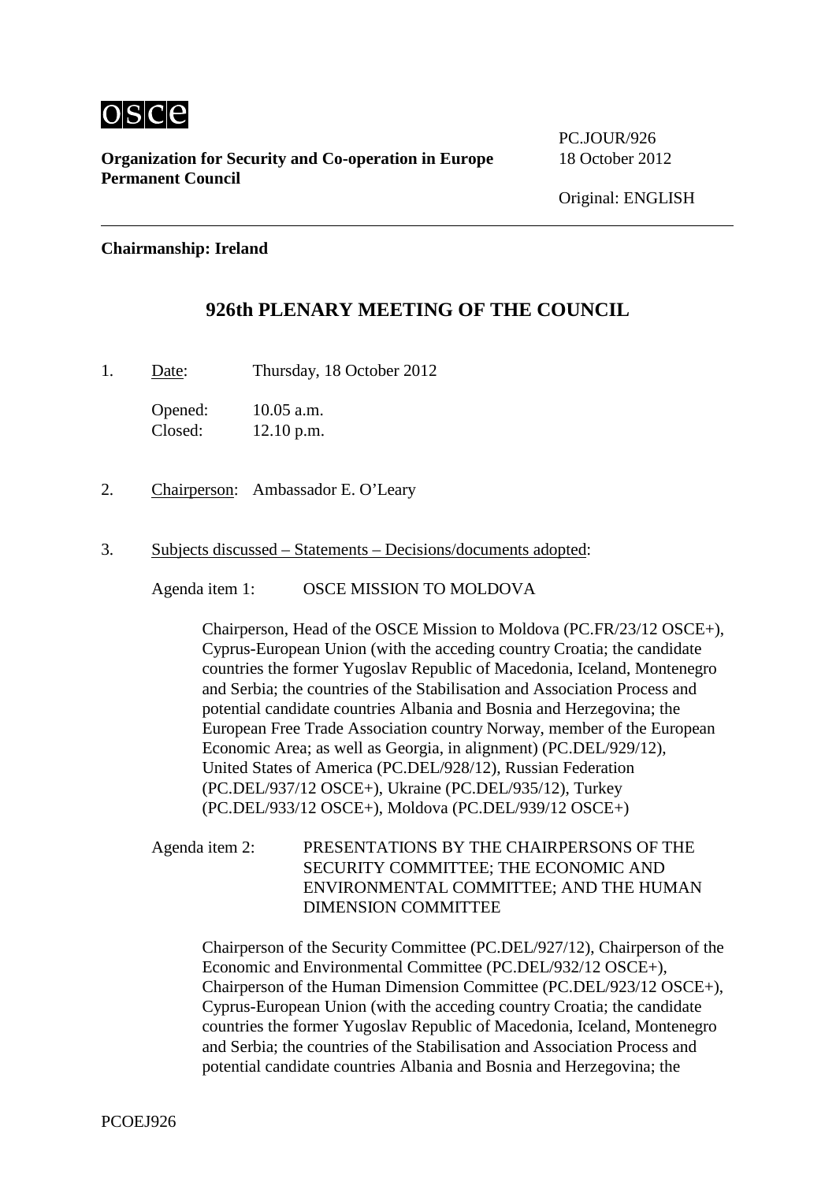OSCE

**Organization for Security and Co-operation in Europe**
**Permanent Council**

PC.JOUR/926
18 October 2012

Original: ENGLISH

---

**Chairmanship: Ireland**

## 926th PLENARY MEETING OF THE COUNCIL

1. Date: Thursday, 18 October 2012

   Opened: 10.05 a.m.
   Closed: 12.10 p.m.

2. Chairperson: Ambassador E. O'Leary

3. Subjects discussed – Statements – Decisions/documents adopted:

   Agenda item 1: OSCE MISSION TO MOLDOVA

   Chairperson, Head of the OSCE Mission to Moldova (PC.FR/23/12 OSCE+), Cyprus-European Union (with the acceding country Croatia; the candidate countries the former Yugoslav Republic of Macedonia, Iceland, Montenegro and Serbia; the countries of the Stabilisation and Association Process and potential candidate countries Albania and Bosnia and Herzegovina; the European Free Trade Association country Norway, member of the European Economic Area; as well as Georgia, in alignment) (PC.DEL/929/12), United States of America (PC.DEL/928/12), Russian Federation (PC.DEL/937/12 OSCE+), Ukraine (PC.DEL/935/12), Turkey (PC.DEL/933/12 OSCE+), Moldova (PC.DEL/939/12 OSCE+)

   Agenda item 2: PRESENTATIONS BY THE CHAIRPERSONS OF THE SECURITY COMMITTEE; THE ECONOMIC AND ENVIRONMENTAL COMMITTEE; AND THE HUMAN DIMENSION COMMITTEE

   Chairperson of the Security Committee (PC.DEL/927/12), Chairperson of the Economic and Environmental Committee (PC.DEL/932/12 OSCE+), Chairperson of the Human Dimension Committee (PC.DEL/923/12 OSCE+), Cyprus-European Union (with the acceding country Croatia; the candidate countries the former Yugoslav Republic of Macedonia, Iceland, Montenegro and Serbia; the countries of the Stabilisation and Association Process and potential candidate countries Albania and Bosnia and Herzegovina; the

PCOEJ926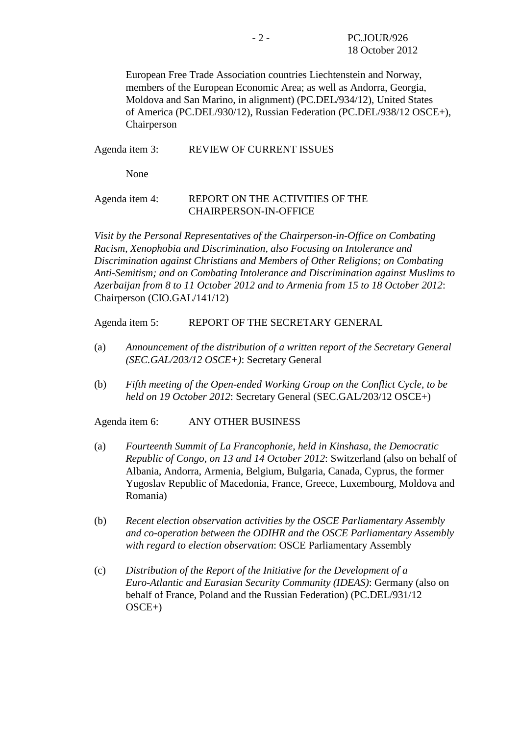European Free Trade Association countries Liechtenstein and Norway, members of the European Economic Area; as well as Andorra, Georgia, Moldova and San Marino, in alignment) (PC.DEL/934/12), United States of America (PC.DEL/930/12), Russian Federation (PC.DEL/938/12 OSCE+), Chairperson

Agenda item 3: REVIEW OF CURRENT ISSUES

None

Agenda item 4: REPORT ON THE ACTIVITIES OF THE CHAIRPERSON-IN-OFFICE

*Visit by the Personal Representatives of the Chairperson-in-Office on Combating Racism, Xenophobia and Discrimination, also Focusing on Intolerance and Discrimination against Christians and Members of Other Religions; on Combating Anti-Semitism; and on Combating Intolerance and Discrimination against Muslims to Azerbaijan from 8 to 11 October 2012 and to Armenia from 15 to 18 October 2012*: Chairperson (CIO.GAL/141/12)

Agenda item 5: REPORT OF THE SECRETARY GENERAL

(a) *Announcement of the distribution of a written report of the Secretary General (SEC.GAL/203/12 OSCE+)*: Secretary General

(b) *Fifth meeting of the Open-ended Working Group on the Conflict Cycle, to be held on 19 October 2012*: Secretary General (SEC.GAL/203/12 OSCE+)

Agenda item 6: ANY OTHER BUSINESS

(a) *Fourteenth Summit of La Francophonie, held in Kinshasa, the Democratic Republic of Congo, on 13 and 14 October 2012*: Switzerland (also on behalf of Albania, Andorra, Armenia, Belgium, Bulgaria, Canada, Cyprus, the former Yugoslav Republic of Macedonia, France, Greece, Luxembourg, Moldova and Romania)

(b) *Recent election observation activities by the OSCE Parliamentary Assembly and co-operation between the ODIHR and the OSCE Parliamentary Assembly with regard to election observation*: OSCE Parliamentary Assembly

(c) *Distribution of the Report of the Initiative for the Development of a Euro-Atlantic and Eurasian Security Community (IDEAS)*: Germany (also on behalf of France, Poland and the Russian Federation) (PC.DEL/931/12 OSCE+)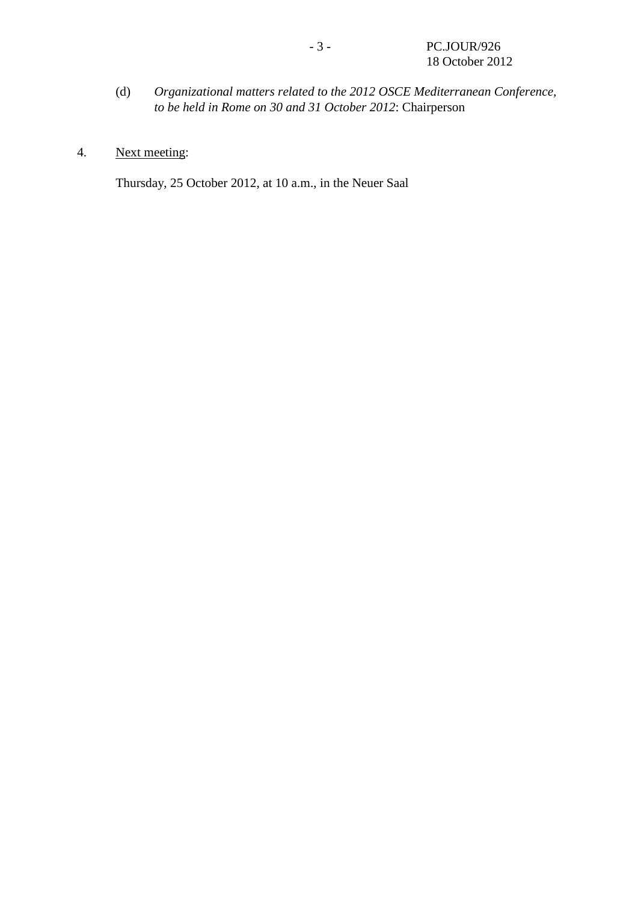(d) *Organizational matters related to the 2012 OSCE Mediterranean Conference, to be held in Rome on 30 and 31 October 2012*: Chairperson

4. Next meeting:

Thursday, 25 October 2012, at 10 a.m., in the Neuer Saal